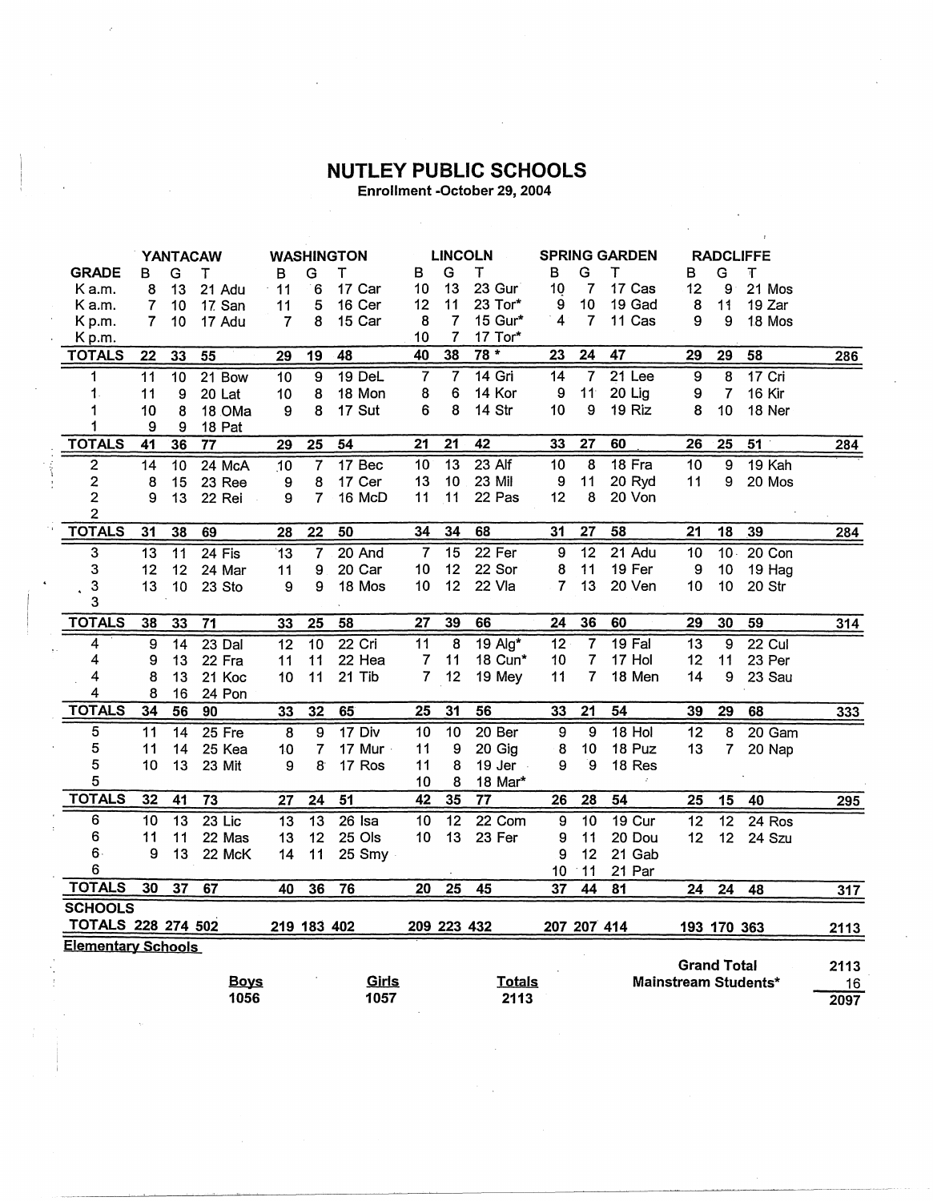# NUTLEY PUBLIC SCHOOLS

**Enrollment -October 29, 2004**

| GRADE | YANTACAW B | G | T | | WASHINGTON B | G | T | | LINCOLN B | G | T | | SPRING GARDEN B | G | T | | RADCLIFFE B | G | T | | |
|---|---|---|---|---|---|---|---|---|---|---|---|---|---|---|---|---|---|---|---|---|---|
| K a.m. | 8 | 13 | 21 | Adu | 11 | 6 | 17 | Car | 10 | 13 | 23 | Gur | 10 | 7 | 17 | Cas | 12 | 9 | 21 | Mos | |
| K a.m. | 7 | 10 | 17 | San | 11 | 5 | 16 | Cer | 12 | 11 | 23 | Tor* | 9 | 10 | 19 | Gad | 8 | 11 | 19 | Zar | |
| K p.m. | 7 | 10 | 17 | Adu | 7 | 8 | 15 | Car | 8 | 7 | 15 | Gur* | 4 | 7 | 11 | Cas | 9 | 9 | 18 | Mos | |
| K p.m. | | | | | | | | | 10 | 7 | 17 | Tor* | | | | | | | | | |
| **TOTALS** | **22** | **33** | **55** | | **29** | **19** | **48** | | **40** | **38** | **78 *** | | **23** | **24** | **47** | | **29** | **29** | **58** | | **286** |
| 1 | 11 | 10 | 21 | Bow | 10 | 9 | 19 | DeL | 7 | 7 | 14 | Gri | 14 | 7 | 21 | Lee | 9 | 8 | 17 | Cri | |
| 1 | 11 | 9 | 20 | Lat | 10 | 8 | 18 | Mon | 8 | 6 | 14 | Kor | 9 | 11 | 20 | Lig | 9 | 7 | 16 | Kir | |
| 1 | 10 | 8 | 18 | OMa | 9 | 8 | 17 | Sut | 6 | 8 | 14 | Str | 10 | 9 | 19 | Riz | 8 | 10 | 18 | Ner | |
| 1 | 9 | 9 | 18 | Pat | | | | | | | | | | | | | | | | | |
| **TOTALS** | **41** | **36** | **77** | | **29** | **25** | **54** | | **21** | **21** | **42** | | **33** | **27** | **60** | | **26** | **25** | **51** | | **284** |
| 2 | 14 | 10 | 24 | McA | 10 | 7 | 17 | Bec | 10 | 13 | 23 | Alf | 10 | 8 | 18 | Fra | 10 | 9 | 19 | Kah | |
| 2 | 8 | 15 | 23 | Ree | 9 | 8 | 17 | Cer | 13 | 10 | 23 | Mil | 9 | 11 | 20 | Ryd | 11 | 9 | 20 | Mos | |
| 2 | 9 | 13 | 22 | Rei | 9 | 7 | 16 | McD | 11 | 11 | 22 | Pas | 12 | 8 | 20 | Von | | | | | |
| 2 | | | | | | | | | | | | | | | | | | | | | |
| **TOTALS** | **31** | **38** | **69** | | **28** | **22** | **50** | | **34** | **34** | **68** | | **31** | **27** | **58** | | **21** | **18** | **39** | | **284** |
| 3 | 13 | 11 | 24 | Fis | 13 | 7 | 20 | And | 7 | 15 | 22 | Fer | 9 | 12 | 21 | Adu | 10 | 10 | 20 | Con | |
| 3 | 12 | 12 | 24 | Mar | 11 | 9 | 20 | Car | 10 | 12 | 22 | Sor | 8 | 11 | 19 | Fer | 9 | 10 | 19 | Hag | |
| 3 | 13 | 10 | 23 | Sto | 9 | 9 | 18 | Mos | 10 | 12 | 22 | Vla | 7 | 13 | 20 | Ven | 10 | 10 | 20 | Str | |
| 3 | | | | | | | | | | | | | | | | | | | | | |
| **TOTALS** | **38** | **33** | **71** | | **33** | **25** | **58** | | **27** | **39** | **66** | | **24** | **36** | **60** | | **29** | **30** | **59** | | **314** |
| 4 | 9 | 14 | 23 | Dal | 12 | 10 | 22 | Cri | 11 | 8 | 19 | Alg* | 12 | 7 | 19 | Fal | 13 | 9 | 22 | Cul | |
| 4 | 9 | 13 | 22 | Fra | 11 | 11 | 22 | Hea | 7 | 11 | 18 | Cun* | 10 | 7 | 17 | Hol | 12 | 11 | 23 | Per | |
| 4 | 8 | 13 | 21 | Koc | 10 | 11 | 21 | Tib | 7 | 12 | 19 | Mey | 11 | 7 | 18 | Men | 14 | 9 | 23 | Sau | |
| 4 | 8 | 16 | 24 | Pon | | | | | | | | | | | | | | | | | |
| **TOTALS** | **34** | **56** | **90** | | **33** | **32** | **65** | | **25** | **31** | **56** | | **33** | **21** | **54** | | **39** | **29** | **68** | | **333** |
| 5 | 11 | 14 | 25 | Fre | 8 | 9 | 17 | Div | 10 | 10 | 20 | Ber | 9 | 9 | 18 | Hol | 12 | 8 | 20 | Gam | |
| 5 | 11 | 14 | 25 | Kea | 10 | 7 | 17 | Mur | 11 | 9 | 20 | Gig | 8 | 10 | 18 | Puz | 13 | 7 | 20 | Nap | |
| 5 | 10 | 13 | 23 | Mit | 9 | 8 | 17 | Ros | 11 | 8 | 19 | Jer | 9 | 9 | 18 | Res | | | | | |
| 5 | | | | | | | | | 10 | 8 | 18 | Mar* | | | | | | | | | |
| **TOTALS** | **32** | **41** | **73** | | **27** | **24** | **51** | | **42** | **35** | **77** | | **26** | **28** | **54** | | **25** | **15** | **40** | | **295** |
| 6 | 10 | 13 | 23 | Lic | 13 | 13 | 26 | Isa | 10 | 12 | 22 | Com | 9 | 10 | 19 | Cur | 12 | 12 | 24 | Ros | |
| 6 | 11 | 11 | 22 | Mas | 13 | 12 | 25 | Ols | 10 | 13 | 23 | Fer | 9 | 11 | 20 | Dou | 12 | 12 | 24 | Szu | |
| 6 | 9 | 13 | 22 | McK | 14 | 11 | 25 | Smy | | | | | 9 | 12 | 21 | Gab | | | | | |
| 6 | | | | | | | | | | | | | 10 | 11 | 21 | Par | | | | | |
| **TOTALS** | **30** | **37** | **67** | | **40** | **36** | **76** | | **20** | **25** | **45** | | **37** | **44** | **81** | | **24** | **24** | **48** | | **317** |
| **SCHOOLS TOTALS** | **228** | **274** | **502** | | **219** | **183** | **402** | | **209** | **223** | **432** | | **207** | **207** | **414** | | **193** | **170** | **363** | | **2113** |

**Elementary Schools**

| Boys | Girls | Totals |
|---|---|---|
| 1056 | 1057 | 2113 |

| | |
|---|---|
| **Grand Total** | 2113 |
| **Mainstream Students*** | 16 |
| | 2097 |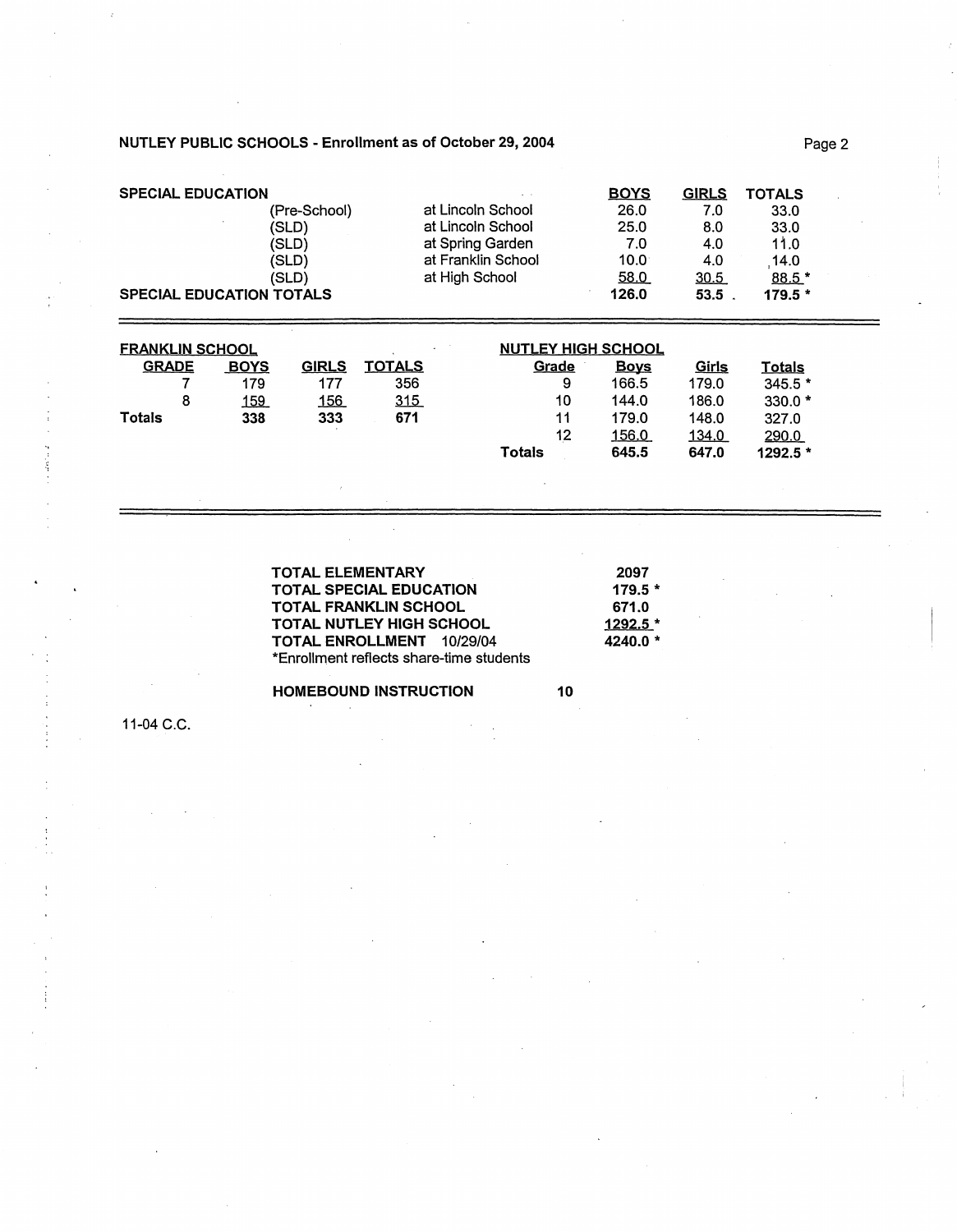NUTLEY PUBLIC SCHOOLS - Enrollment as of October 29, 2004

| SPECIAL EDUCATION | | | BOYS | GIRLS | TOTALS |
|---|---|---|---|---|---|
| | (Pre-School) | at Lincoln School | 26.0 | 7.0 | 33.0 |
| | (SLD) | at Lincoln School | 25.0 | 8.0 | 33.0 |
| | (SLD) | at Spring Garden | 7.0 | 4.0 | 11.0 |
| | (SLD) | at Franklin School | 10.0 | 4.0 | 14.0 |
| | (SLD) | at High School | 58.0 | 30.5 | 88.5 * |
| **SPECIAL EDUCATION TOTALS** | | | **126.0** | **53.5** | **179.5 *** |

**FRANKLIN SCHOOL**

| GRADE | BOYS | GIRLS | TOTALS |
|---|---|---|---|
| 7 | 179 | 177 | 356 |
| 8 | 159 | 156 | 315 |
| **Totals** | **338** | **333** | **671** |

**NUTLEY HIGH SCHOOL**

| Grade | Boys | Girls | Totals |
|---|---|---|---|
| 9 | 166.5 | 179.0 | 345.5 * |
| 10 | 144.0 | 186.0 | 330.0 * |
| 11 | 179.0 | 148.0 | 327.0 |
| 12 | 156.0 | 134.0 | 290.0 |
| **Totals** | **645.5** | **647.0** | **1292.5 *** |

| | |
|---|---|
| **TOTAL ELEMENTARY** | **2097** |
| **TOTAL SPECIAL EDUCATION** | **179.5 *** |
| **TOTAL FRANKLIN SCHOOL** | **671.0** |
| **TOTAL NUTLEY HIGH SCHOOL** | **1292.5 *** |
| **TOTAL ENROLLMENT** 10/29/04 | **4240.0 *** |

*Enrollment reflects share-time students

**HOMEBOUND INSTRUCTION** **10**

11-04 C.C.